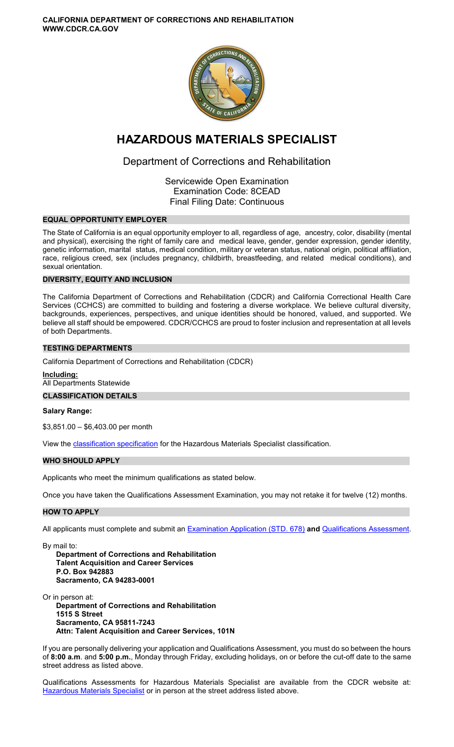**CALIFORNIA DEPARTMENT OF CORRECTIONS AND REHABILITATION**
**WWW.CDCR.CA.GOV**

# HAZARDOUS MATERIALS SPECIALIST

## Department of Corrections and Rehabilitation

Servicewide Open Examination
Examination Code: 8CEAD
Final Filing Date: Continuous

### EQUAL OPPORTUNITY EMPLOYER

The State of California is an equal opportunity employer to all, regardless of age, ancestry, color, disability (mental and physical), exercising the right of family care and medical leave, gender, gender expression, gender identity, genetic information, marital status, medical condition, military or veteran status, national origin, political affiliation, race, religious creed, sex (includes pregnancy, childbirth, breastfeeding, and related medical conditions), and sexual orientation.

### DIVERSITY, EQUITY AND INCLUSION

The California Department of Corrections and Rehabilitation (CDCR) and California Correctional Health Care Services (CCHCS) are committed to building and fostering a diverse workplace. We believe cultural diversity, backgrounds, experiences, perspectives, and unique identities should be honored, valued, and supported. We believe all staff should be empowered. CDCR/CCHCS are proud to foster inclusion and representation at all levels of both Departments.

### TESTING DEPARTMENTS

California Department of Corrections and Rehabilitation (CDCR)

**Including:**
All Departments Statewide

### CLASSIFICATION DETAILS

**Salary Range:**

$3,851.00 – $6,403.00 per month

View the classification specification for the Hazardous Materials Specialist classification.

### WHO SHOULD APPLY

Applicants who meet the minimum qualifications as stated below.

Once you have taken the Qualifications Assessment Examination, you may not retake it for twelve (12) months.

### HOW TO APPLY

All applicants must complete and submit an Examination Application (STD. 678) **and** Qualifications Assessment.

By mail to:
**Department of Corrections and Rehabilitation**
**Talent Acquisition and Career Services**
**P.O. Box 942883**
**Sacramento, CA 94283-0001**

Or in person at:
**Department of Corrections and Rehabilitation**
**1515 S Street**
**Sacramento, CA 95811-7243**
**Attn: Talent Acquisition and Career Services, 101N**

If you are personally delivering your application and Qualifications Assessment, you must do so between the hours of **8:00 a.m**. and **5:00 p.m.**, Monday through Friday, excluding holidays, on or before the cut-off date to the same street address as listed above.

Qualifications Assessments for Hazardous Materials Specialist are available from the CDCR website at: Hazardous Materials Specialist or in person at the street address listed above.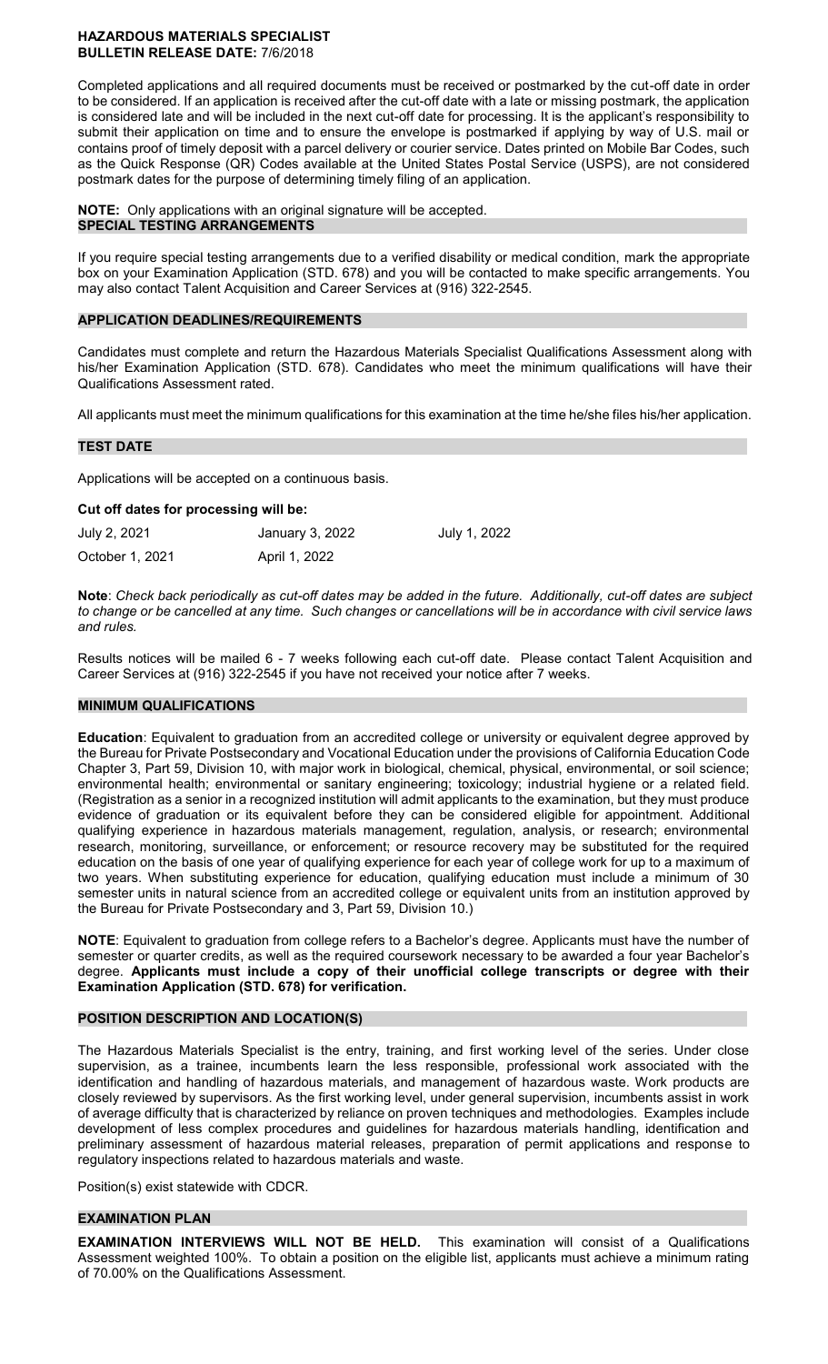**HAZARDOUS MATERIALS SPECIALIST**
**BULLETIN RELEASE DATE:** 7/6/2018

Completed applications and all required documents must be received or postmarked by the cut-off date in order to be considered. If an application is received after the cut-off date with a late or missing postmark, the application is considered late and will be included in the next cut-off date for processing. It is the applicant's responsibility to submit their application on time and to ensure the envelope is postmarked if applying by way of U.S. mail or contains proof of timely deposit with a parcel delivery or courier service. Dates printed on Mobile Bar Codes, such as the Quick Response (QR) Codes available at the United States Postal Service (USPS), are not considered postmark dates for the purpose of determining timely filing of an application.

**NOTE:** Only applications with an original signature will be accepted.

## SPECIAL TESTING ARRANGEMENTS

If you require special testing arrangements due to a verified disability or medical condition, mark the appropriate box on your Examination Application (STD. 678) and you will be contacted to make specific arrangements. You may also contact Talent Acquisition and Career Services at (916) 322-2545.

## APPLICATION DEADLINES/REQUIREMENTS

Candidates must complete and return the Hazardous Materials Specialist Qualifications Assessment along with his/her Examination Application (STD. 678). Candidates who meet the minimum qualifications will have their Qualifications Assessment rated.

All applicants must meet the minimum qualifications for this examination at the time he/she files his/her application.

## TEST DATE

Applications will be accepted on a continuous basis.

**Cut off dates for processing will be:**

| | | |
|---|---|---|
| July 2, 2021 | January 3, 2022 | July 1, 2022 |
| October 1, 2021 | April 1, 2022 | |

**Note**: *Check back periodically as cut-off dates may be added in the future. Additionally, cut-off dates are subject to change or be cancelled at any time. Such changes or cancellations will be in accordance with civil service laws and rules.*

Results notices will be mailed 6 - 7 weeks following each cut-off date. Please contact Talent Acquisition and Career Services at (916) 322-2545 if you have not received your notice after 7 weeks.

## MINIMUM QUALIFICATIONS

**Education**: Equivalent to graduation from an accredited college or university or equivalent degree approved by the Bureau for Private Postsecondary and Vocational Education under the provisions of California Education Code Chapter 3, Part 59, Division 10, with major work in biological, chemical, physical, environmental, or soil science; environmental health; environmental or sanitary engineering; toxicology; industrial hygiene or a related field. (Registration as a senior in a recognized institution will admit applicants to the examination, but they must produce evidence of graduation or its equivalent before they can be considered eligible for appointment. Additional qualifying experience in hazardous materials management, regulation, analysis, or research; environmental research, monitoring, surveillance, or enforcement; or resource recovery may be substituted for the required education on the basis of one year of qualifying experience for each year of college work for up to a maximum of two years. When substituting experience for education, qualifying education must include a minimum of 30 semester units in natural science from an accredited college or equivalent units from an institution approved by the Bureau for Private Postsecondary and 3, Part 59, Division 10.)

**NOTE**: Equivalent to graduation from college refers to a Bachelor's degree. Applicants must have the number of semester or quarter credits, as well as the required coursework necessary to be awarded a four year Bachelor's degree. **Applicants must include a copy of their unofficial college transcripts or degree with their Examination Application (STD. 678) for verification.**

## POSITION DESCRIPTION AND LOCATION(S)

The Hazardous Materials Specialist is the entry, training, and first working level of the series. Under close supervision, as a trainee, incumbents learn the less responsible, professional work associated with the identification and handling of hazardous materials, and management of hazardous waste. Work products are closely reviewed by supervisors. As the first working level, under general supervision, incumbents assist in work of average difficulty that is characterized by reliance on proven techniques and methodologies. Examples include development of less complex procedures and guidelines for hazardous materials handling, identification and preliminary assessment of hazardous material releases, preparation of permit applications and response to regulatory inspections related to hazardous materials and waste.

Position(s) exist statewide with CDCR.

## EXAMINATION PLAN

**EXAMINATION INTERVIEWS WILL NOT BE HELD.** This examination will consist of a Qualifications Assessment weighted 100%. To obtain a position on the eligible list, applicants must achieve a minimum rating of 70.00% on the Qualifications Assessment.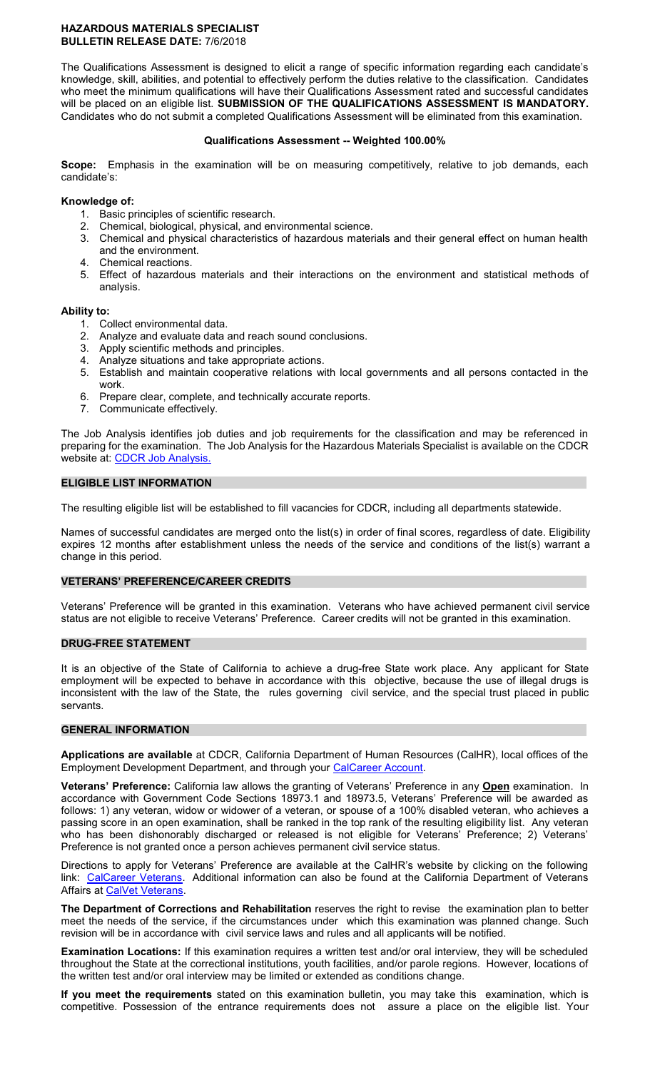**HAZARDOUS MATERIALS SPECIALIST**
**BULLETIN RELEASE DATE:** 7/6/2018

The Qualifications Assessment is designed to elicit a range of specific information regarding each candidate's knowledge, skill, abilities, and potential to effectively perform the duties relative to the classification. Candidates who meet the minimum qualifications will have their Qualifications Assessment rated and successful candidates will be placed on an eligible list. **SUBMISSION OF THE QUALIFICATIONS ASSESSMENT IS MANDATORY.** Candidates who do not submit a completed Qualifications Assessment will be eliminated from this examination.

**Qualifications Assessment -- Weighted 100.00%**

**Scope:** Emphasis in the examination will be on measuring competitively, relative to job demands, each candidate's:

**Knowledge of:**

1. Basic principles of scientific research.
2. Chemical, biological, physical, and environmental science.
3. Chemical and physical characteristics of hazardous materials and their general effect on human health and the environment.
4. Chemical reactions.
5. Effect of hazardous materials and their interactions on the environment and statistical methods of analysis.

**Ability to:**

1. Collect environmental data.
2. Analyze and evaluate data and reach sound conclusions.
3. Apply scientific methods and principles.
4. Analyze situations and take appropriate actions.
5. Establish and maintain cooperative relations with local governments and all persons contacted in the work.
6. Prepare clear, complete, and technically accurate reports.
7. Communicate effectively.

The Job Analysis identifies job duties and job requirements for the classification and may be referenced in preparing for the examination. The Job Analysis for the Hazardous Materials Specialist is available on the CDCR website at: CDCR Job Analysis.

## ELIGIBLE LIST INFORMATION

The resulting eligible list will be established to fill vacancies for CDCR, including all departments statewide.

Names of successful candidates are merged onto the list(s) in order of final scores, regardless of date. Eligibility expires 12 months after establishment unless the needs of the service and conditions of the list(s) warrant a change in this period.

## VETERANS' PREFERENCE/CAREER CREDITS

Veterans' Preference will be granted in this examination. Veterans who have achieved permanent civil service status are not eligible to receive Veterans' Preference. Career credits will not be granted in this examination.

## DRUG-FREE STATEMENT

It is an objective of the State of California to achieve a drug-free State work place. Any applicant for State employment will be expected to behave in accordance with this objective, because the use of illegal drugs is inconsistent with the law of the State, the rules governing civil service, and the special trust placed in public servants.

## GENERAL INFORMATION

**Applications are available** at CDCR, California Department of Human Resources (CalHR), local offices of the Employment Development Department, and through your CalCareer Account.

**Veterans' Preference:** California law allows the granting of Veterans' Preference in any **Open** examination. In accordance with Government Code Sections 18973.1 and 18973.5, Veterans' Preference will be awarded as follows: 1) any veteran, widow or widower of a veteran, or spouse of a 100% disabled veteran, who achieves a passing score in an open examination, shall be ranked in the top rank of the resulting eligibility list. Any veteran who has been dishonorably discharged or released is not eligible for Veterans' Preference; 2) Veterans' Preference is not granted once a person achieves permanent civil service status.

Directions to apply for Veterans' Preference are available at the CalHR's website by clicking on the following link: CalCareer Veterans. Additional information can also be found at the California Department of Veterans Affairs at CalVet Veterans.

**The Department of Corrections and Rehabilitation** reserves the right to revise the examination plan to better meet the needs of the service, if the circumstances under which this examination was planned change. Such revision will be in accordance with civil service laws and rules and all applicants will be notified.

**Examination Locations:** If this examination requires a written test and/or oral interview, they will be scheduled throughout the State at the correctional institutions, youth facilities, and/or parole regions. However, locations of the written test and/or oral interview may be limited or extended as conditions change.

**If you meet the requirements** stated on this examination bulletin, you may take this examination, which is competitive. Possession of the entrance requirements does not assure a place on the eligible list. Your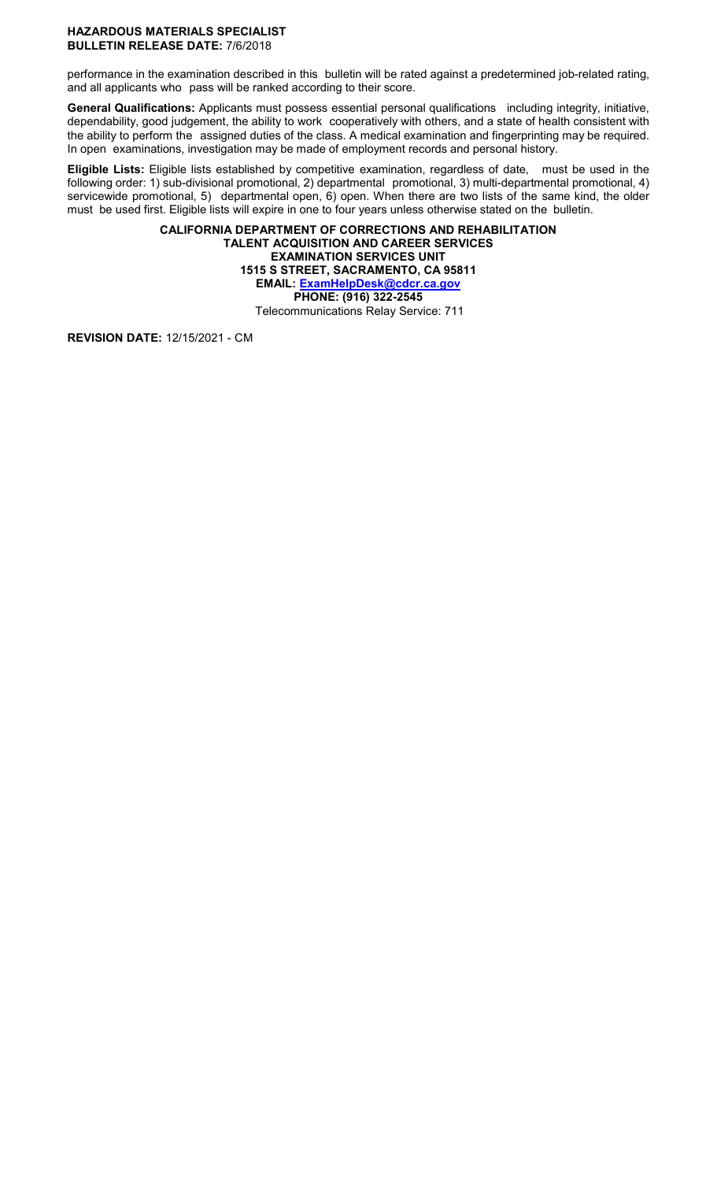performance in the examination described in this bulletin will be rated against a predetermined job-related rating, and all applicants who pass will be ranked according to their score.

**General Qualifications:** Applicants must possess essential personal qualifications including integrity, initiative, dependability, good judgement, the ability to work cooperatively with others, and a state of health consistent with the ability to perform the assigned duties of the class. A medical examination and fingerprinting may be required. In open examinations, investigation may be made of employment records and personal history.

**Eligible Lists:** Eligible lists established by competitive examination, regardless of date, must be used in the following order: 1) sub-divisional promotional, 2) departmental promotional, 3) multi-departmental promotional, 4) servicewide promotional, 5) departmental open, 6) open. When there are two lists of the same kind, the older must be used first. Eligible lists will expire in one to four years unless otherwise stated on the bulletin.

**CALIFORNIA DEPARTMENT OF CORRECTIONS AND REHABILITATION**
**TALENT ACQUISITION AND CAREER SERVICES**
**EXAMINATION SERVICES UNIT**
**1515 S STREET, SACRAMENTO, CA 95811**
**EMAIL: ExamHelpDesk@cdcr.ca.gov**
**PHONE: (916) 322-2545**
Telecommunications Relay Service: 711

**REVISION DATE:** 12/15/2021 - CM